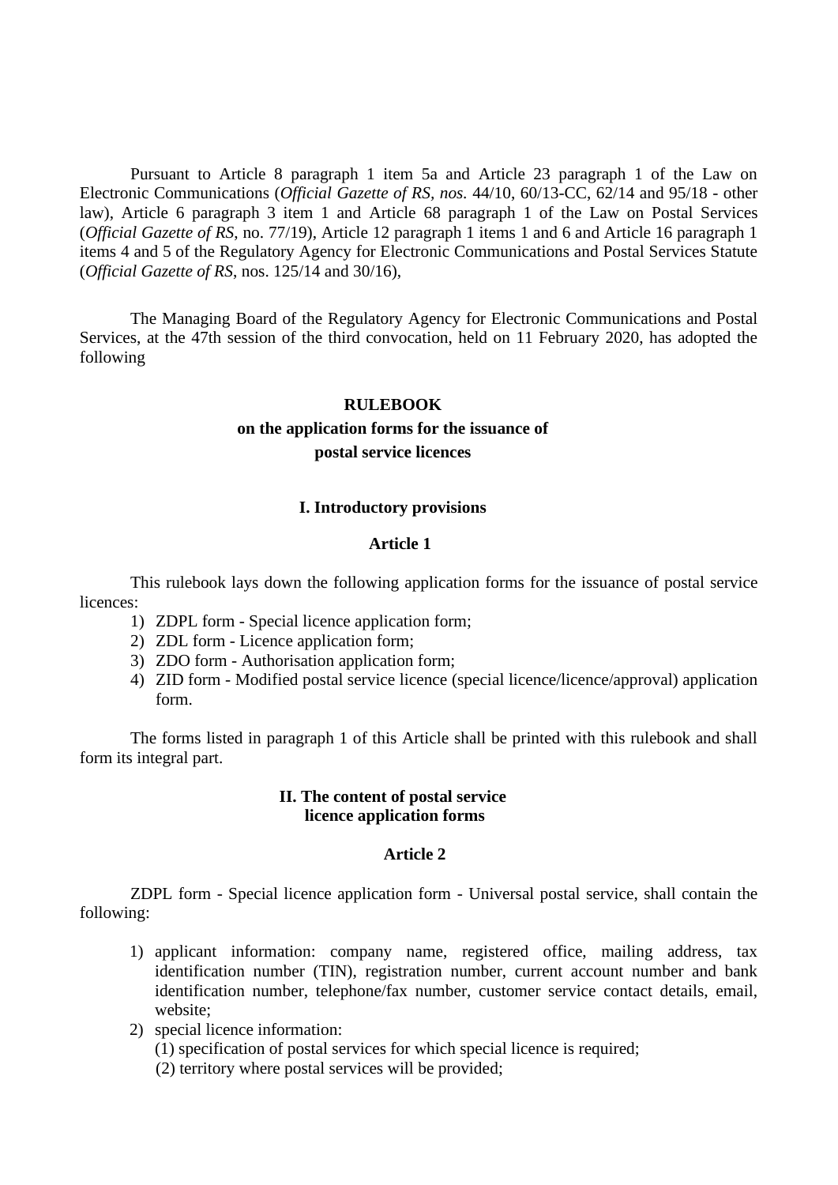Pursuant to Article 8 paragraph 1 item 5a and Article 23 paragraph 1 of the Law on Electronic Communications (*Official Gazette of RS, nos.* 44/10, 60/13-CC, 62/14 and 95/18 - other law), Article 6 paragraph 3 item 1 and Article 68 paragraph 1 of the Law on Postal Services (*Official Gazette of RS*, no. 77/19), Article 12 paragraph 1 items 1 and 6 and Article 16 paragraph 1 items 4 and 5 of the Regulatory Agency for Electronic Communications and Postal Services Statute (*Official Gazette of RS*, nos. 125/14 and 30/16),

The Managing Board of the Regulatory Agency for Electronic Communications and Postal Services, at the 47th session of the third convocation, held on 11 February 2020, has adopted the following

# RULEBOOK
## on the application forms for the issuance of postal service licences

### I. Introductory provisions

#### Article 1

This rulebook lays down the following application forms for the issuance of postal service licences:

1) ZDPL form - Special licence application form;
2) ZDL form - Licence application form;
3) ZDO form - Authorisation application form;
4) ZID form - Modified postal service licence (special licence/licence/approval) application form.

The forms listed in paragraph 1 of this Article shall be printed with this rulebook and shall form its integral part.

### II. The content of postal service licence application forms

#### Article 2

ZDPL form - Special licence application form - Universal postal service, shall contain the following:

1) applicant information: company name, registered office, mailing address, tax identification number (TIN), registration number, current account number and bank identification number, telephone/fax number, customer service contact details, email, website;
2) special licence information:
   (1) specification of postal services for which special licence is required;
   (2) territory where postal services will be provided;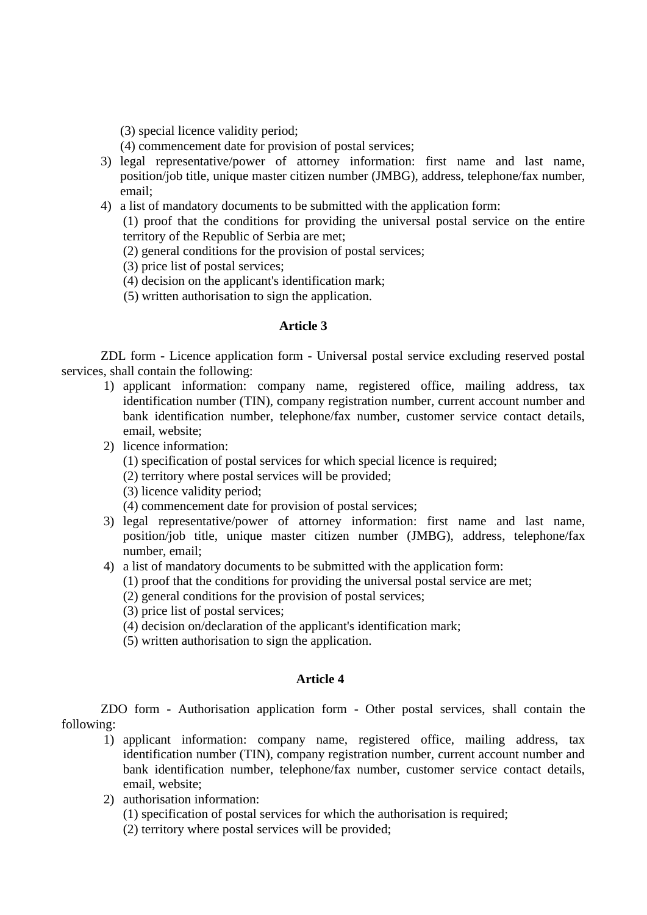(3) special licence validity period;

    (4) commencement date for provision of postal services;

3) legal representative/power of attorney information: first name and last name, position/job title, unique master citizen number (JMBG), address, telephone/fax number, email;
4) a list of mandatory documents to be submitted with the application form:

    (1) proof that the conditions for providing the universal postal service on the entire territory of the Republic of Serbia are met;

    (2) general conditions for the provision of postal services;

    (3) price list of postal services;

    (4) decision on the applicant's identification mark;

    (5) written authorisation to sign the application.

**Article 3**

ZDL form - Licence application form - Universal postal service excluding reserved postal services, shall contain the following:

1) applicant information: company name, registered office, mailing address, tax identification number (TIN), company registration number, current account number and bank identification number, telephone/fax number, customer service contact details, email, website;
2) licence information:

    (1) specification of postal services for which special licence is required;

    (2) territory where postal services will be provided;

    (3) licence validity period;

    (4) commencement date for provision of postal services;

3) legal representative/power of attorney information: first name and last name, position/job title, unique master citizen number (JMBG), address, telephone/fax number, email;
4) a list of mandatory documents to be submitted with the application form:

    (1) proof that the conditions for providing the universal postal service are met;

    (2) general conditions for the provision of postal services;

    (3) price list of postal services;

    (4) decision on/declaration of the applicant's identification mark;

    (5) written authorisation to sign the application.

**Article 4**

ZDO form - Authorisation application form - Other postal services, shall contain the following:

1) applicant information: company name, registered office, mailing address, tax identification number (TIN), company registration number, current account number and bank identification number, telephone/fax number, customer service contact details, email, website;
2) authorisation information:

    (1) specification of postal services for which the authorisation is required;

    (2) territory where postal services will be provided;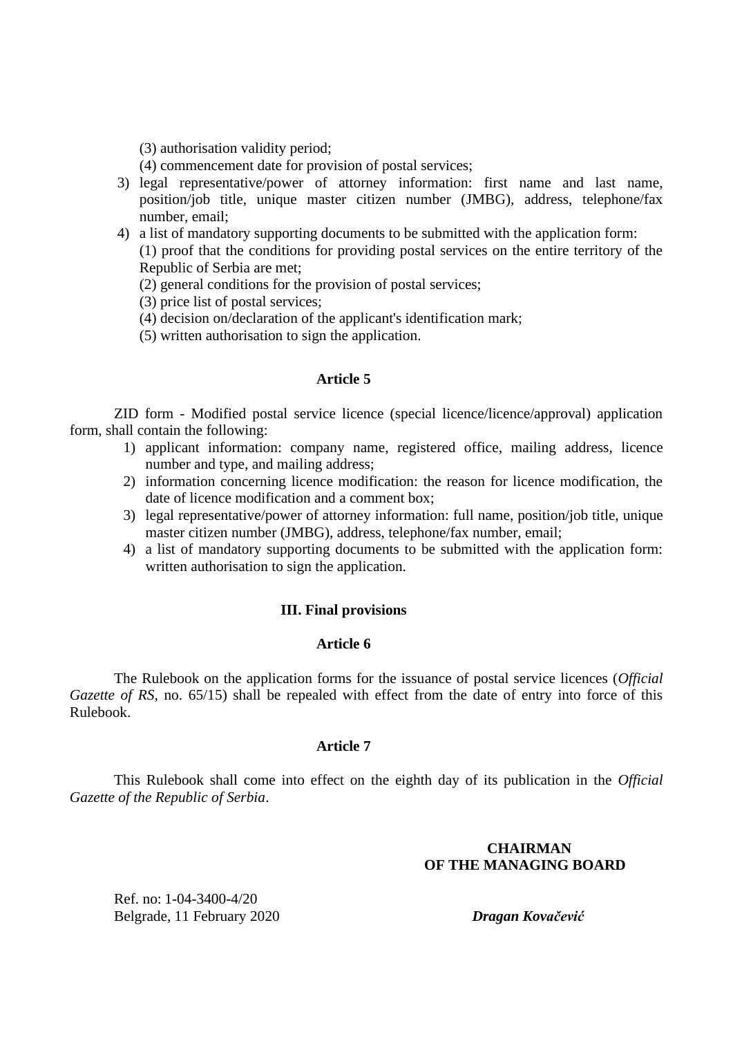(3) authorisation validity period;

(4) commencement date for provision of postal services;

3) legal representative/power of attorney information: first name and last name, position/job title, unique master citizen number (JMBG), address, telephone/fax number, email;
4) a list of mandatory supporting documents to be submitted with the application form:
   (1) proof that the conditions for providing postal services on the entire territory of the Republic of Serbia are met;
   (2) general conditions for the provision of postal services;
   (3) price list of postal services;
   (4) decision on/declaration of the applicant's identification mark;
   (5) written authorisation to sign the application.

### Article 5

ZID form - Modified postal service licence (special licence/licence/approval) application form, shall contain the following:

1) applicant information: company name, registered office, mailing address, licence number and type, and mailing address;
2) information concerning licence modification: the reason for licence modification, the date of licence modification and a comment box;
3) legal representative/power of attorney information: full name, position/job title, unique master citizen number (JMBG), address, telephone/fax number, email;
4) a list of mandatory supporting documents to be submitted with the application form: written authorisation to sign the application.

## III. Final provisions

### Article 6

The Rulebook on the application forms for the issuance of postal service licences (*Official Gazette of RS*, no. 65/15) shall be repealed with effect from the date of entry into force of this Rulebook.

### Article 7

This Rulebook shall come into effect on the eighth day of its publication in the *Official Gazette of the Republic of Serbia*.

**CHAIRMAN
OF THE MANAGING BOARD**

Ref. no: 1-04-3400-4/20
Belgrade, 11 February 2020

***Dragan Kovačević***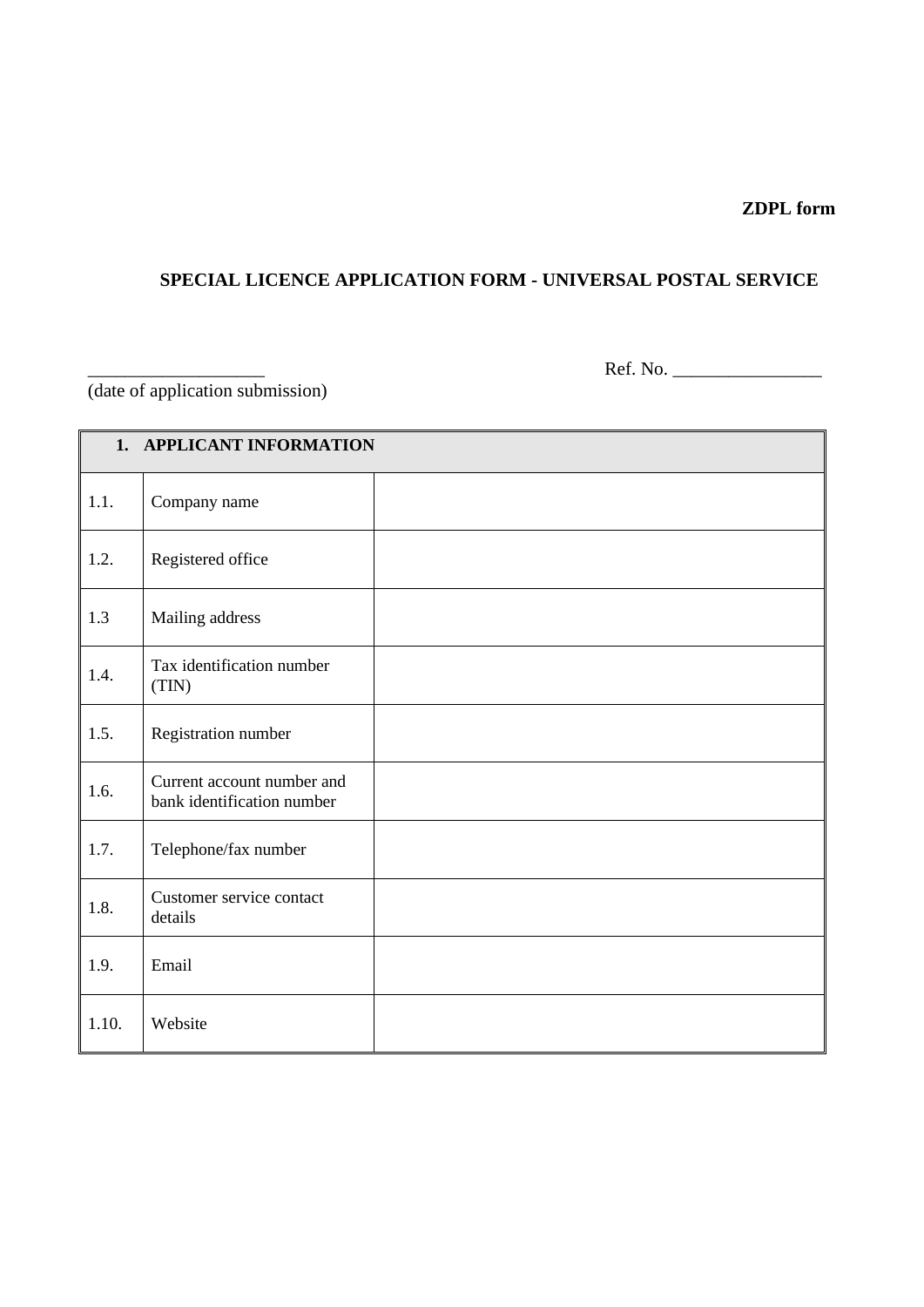**ZDPL form**

## SPECIAL LICENCE APPLICATION FORM - UNIVERSAL POSTAL SERVICE

\_\_\_\_\_\_\_\_\_\_\_\_\_\_\_\_\_\_\_ Ref. No. \_\_\_\_\_\_\_\_\_\_\_\_\_\_\_\_

(date of application submission)

| **1. APPLICANT INFORMATION** | | |
|---|---|---|
| 1.1. | Company name | |
| 1.2. | Registered office | |
| 1.3 | Mailing address | |
| 1.4. | Tax identification number (TIN) | |
| 1.5. | Registration number | |
| 1.6. | Current account number and bank identification number | |
| 1.7. | Telephone/fax number | |
| 1.8. | Customer service contact details | |
| 1.9. | Email | |
| 1.10. | Website | |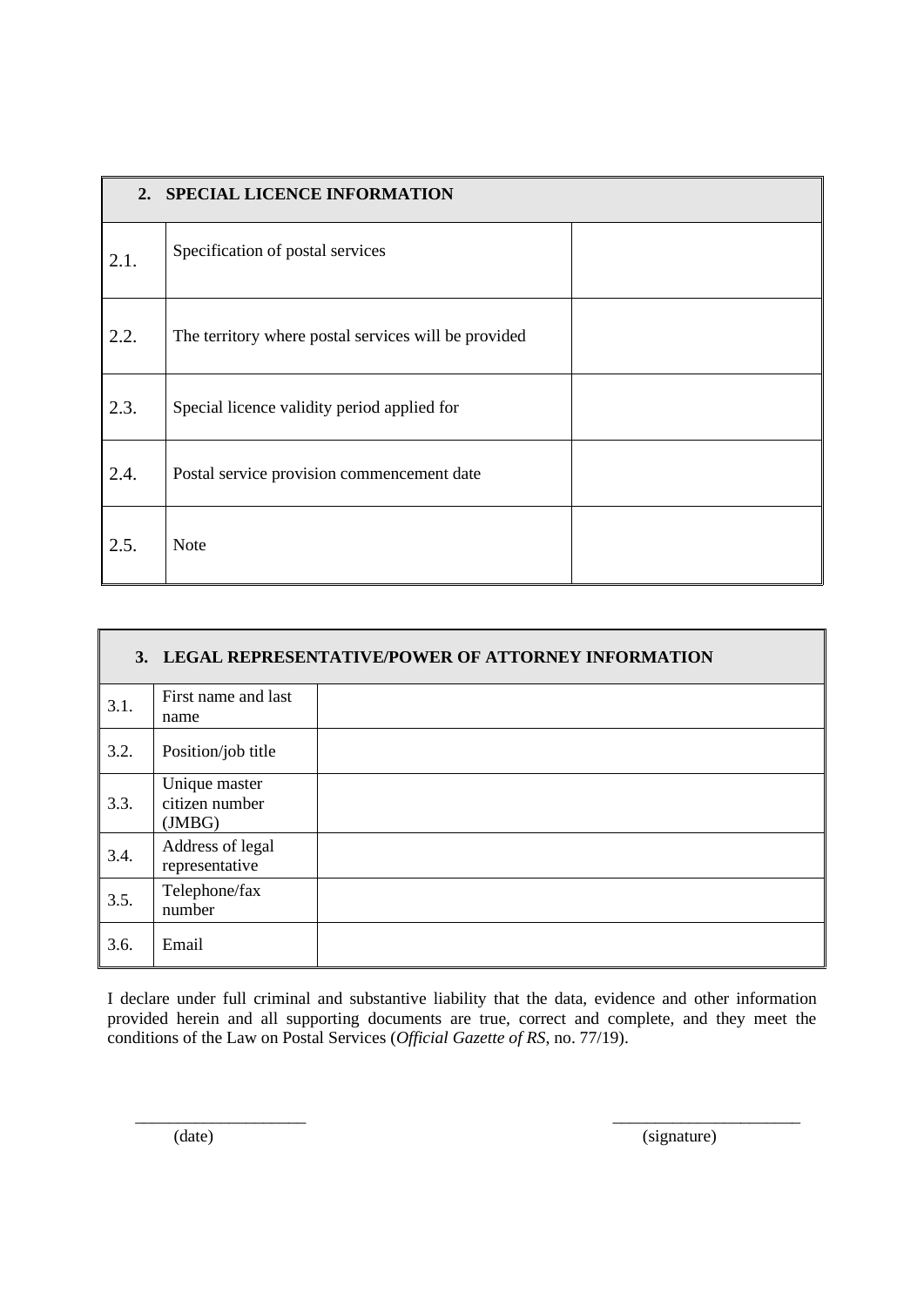| 2. SPECIAL LICENCE INFORMATION | | |
|---|---|---|
| 2.1. | Specification of postal services | |
| 2.2. | The territory where postal services will be provided | |
| 2.3. | Special licence validity period applied for | |
| 2.4. | Postal service provision commencement date | |
| 2.5. | Note | |

| 3. LEGAL REPRESENTATIVE/POWER OF ATTORNEY INFORMATION | | |
|---|---|---|
| 3.1. | First name and last name | |
| 3.2. | Position/job title | |
| 3.3. | Unique master citizen number (JMBG) | |
| 3.4. | Address of legal representative | |
| 3.5. | Telephone/fax number | |
| 3.6. | Email | |

I declare under full criminal and substantive liability that the data, evidence and other information provided herein and all supporting documents are true, correct and complete, and they meet the conditions of the Law on Postal Services (*Official Gazette of RS*, no. 77/19).

_____________________ (date)

_______________________ (signature)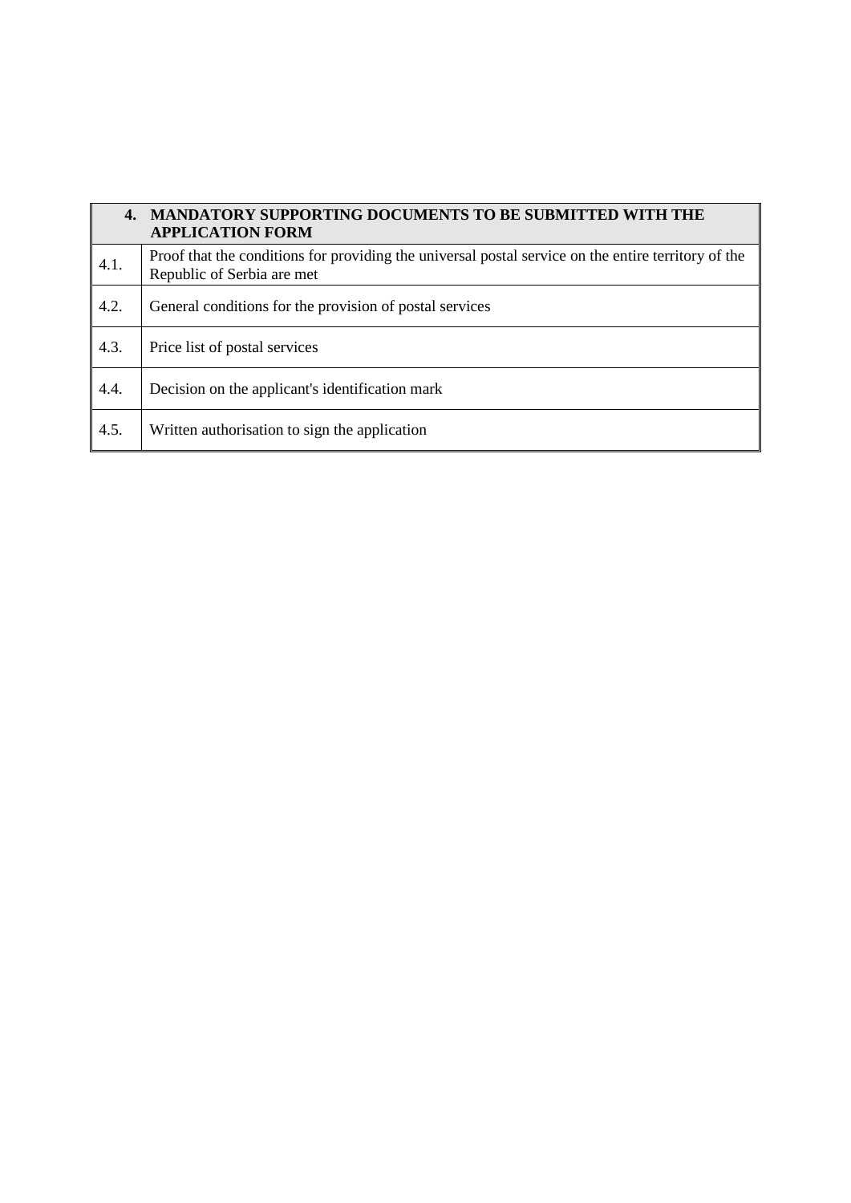| 4. | **MANDATORY SUPPORTING DOCUMENTS TO BE SUBMITTED WITH THE APPLICATION FORM** |
|---|---|
| 4.1. | Proof that the conditions for providing the universal postal service on the entire territory of the Republic of Serbia are met |
| 4.2. | General conditions for the provision of postal services |
| 4.3. | Price list of postal services |
| 4.4. | Decision on the applicant's identification mark |
| 4.5. | Written authorisation to sign the application |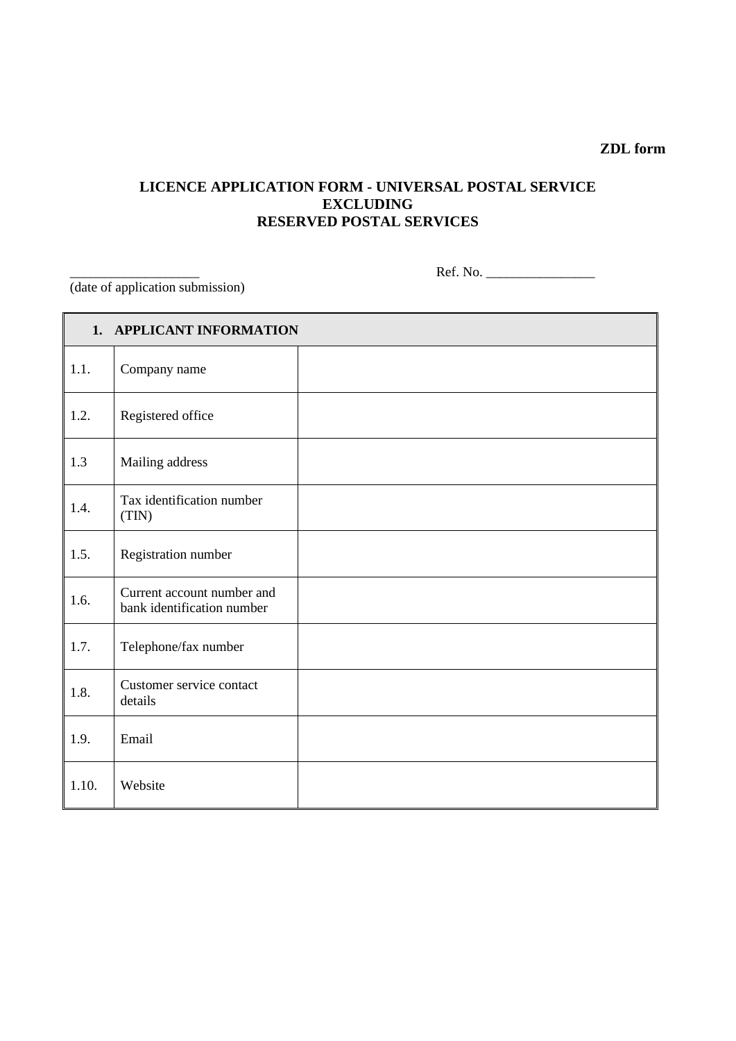**ZDL form**

# LICENCE APPLICATION FORM - UNIVERSAL POSTAL SERVICE EXCLUDING RESERVED POSTAL SERVICES

\_\_\_\_\_\_\_\_\_\_\_\_\_\_\_\_\_\_\_\_ Ref. No. \_\_\_\_\_\_\_\_\_\_\_\_\_\_\_\_\_
(date of application submission)

| 1. APPLICANT INFORMATION | | |
|---|---|---|
| 1.1. | Company name | |
| 1.2. | Registered office | |
| 1.3 | Mailing address | |
| 1.4. | Tax identification number (TIN) | |
| 1.5. | Registration number | |
| 1.6. | Current account number and bank identification number | |
| 1.7. | Telephone/fax number | |
| 1.8. | Customer service contact details | |
| 1.9. | Email | |
| 1.10. | Website | |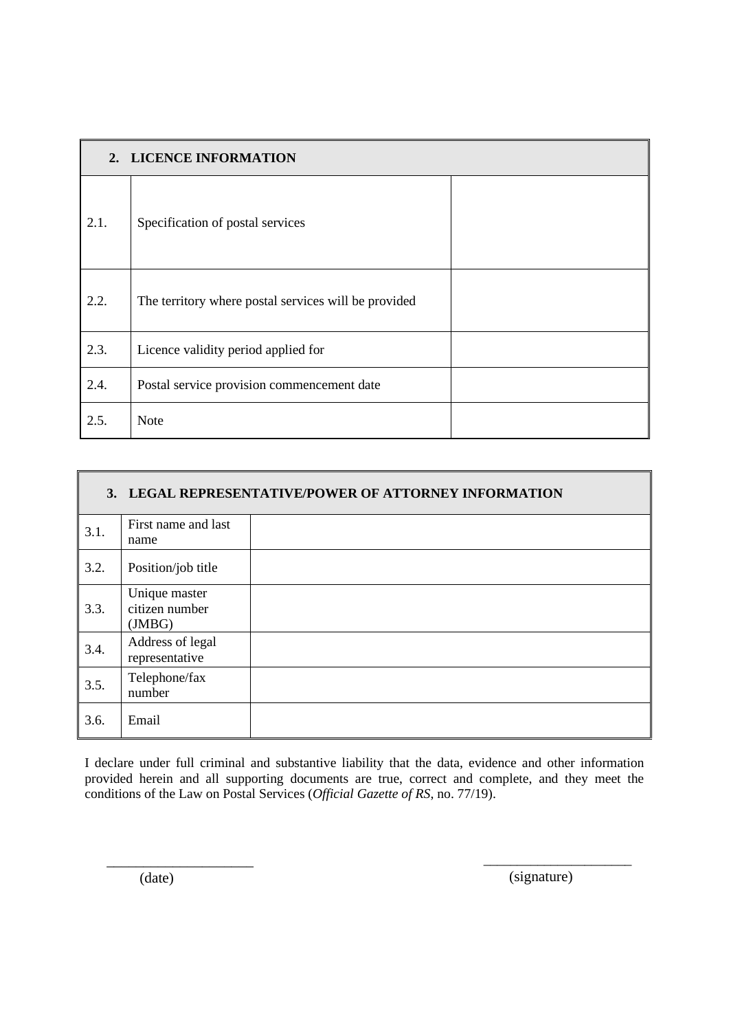| **2. LICENCE INFORMATION** | | |
|---|---|---|
| 2.1. | Specification of postal services | |
| 2.2. | The territory where postal services will be provided | |
| 2.3. | Licence validity period applied for | |
| 2.4. | Postal service provision commencement date | |
| 2.5. | Note | |

| **3. LEGAL REPRESENTATIVE/POWER OF ATTORNEY INFORMATION** | | |
|---|---|---|
| 3.1. | First name and last name | |
| 3.2. | Position/job title | |
| 3.3. | Unique master citizen number (JMBG) | |
| 3.4. | Address of legal representative | |
| 3.5. | Telephone/fax number | |
| 3.6. | Email | |

I declare under full criminal and substantive liability that the data, evidence and other information provided herein and all supporting documents are true, correct and complete, and they meet the conditions of the Law on Postal Services (*Official Gazette of RS*, no. 77/19).

____________________ (date)

____________________ (signature)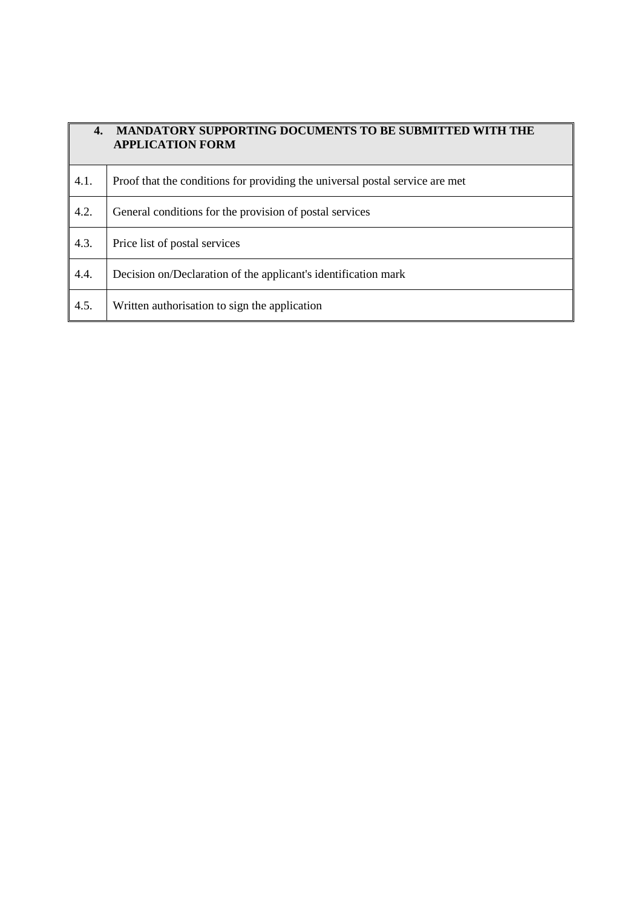| 4. MANDATORY SUPPORTING DOCUMENTS TO BE SUBMITTED WITH THE APPLICATION FORM | |
|---|---|
| 4.1. | Proof that the conditions for providing the universal postal service are met |
| 4.2. | General conditions for the provision of postal services |
| 4.3. | Price list of postal services |
| 4.4. | Decision on/Declaration of the applicant's identification mark |
| 4.5. | Written authorisation to sign the application |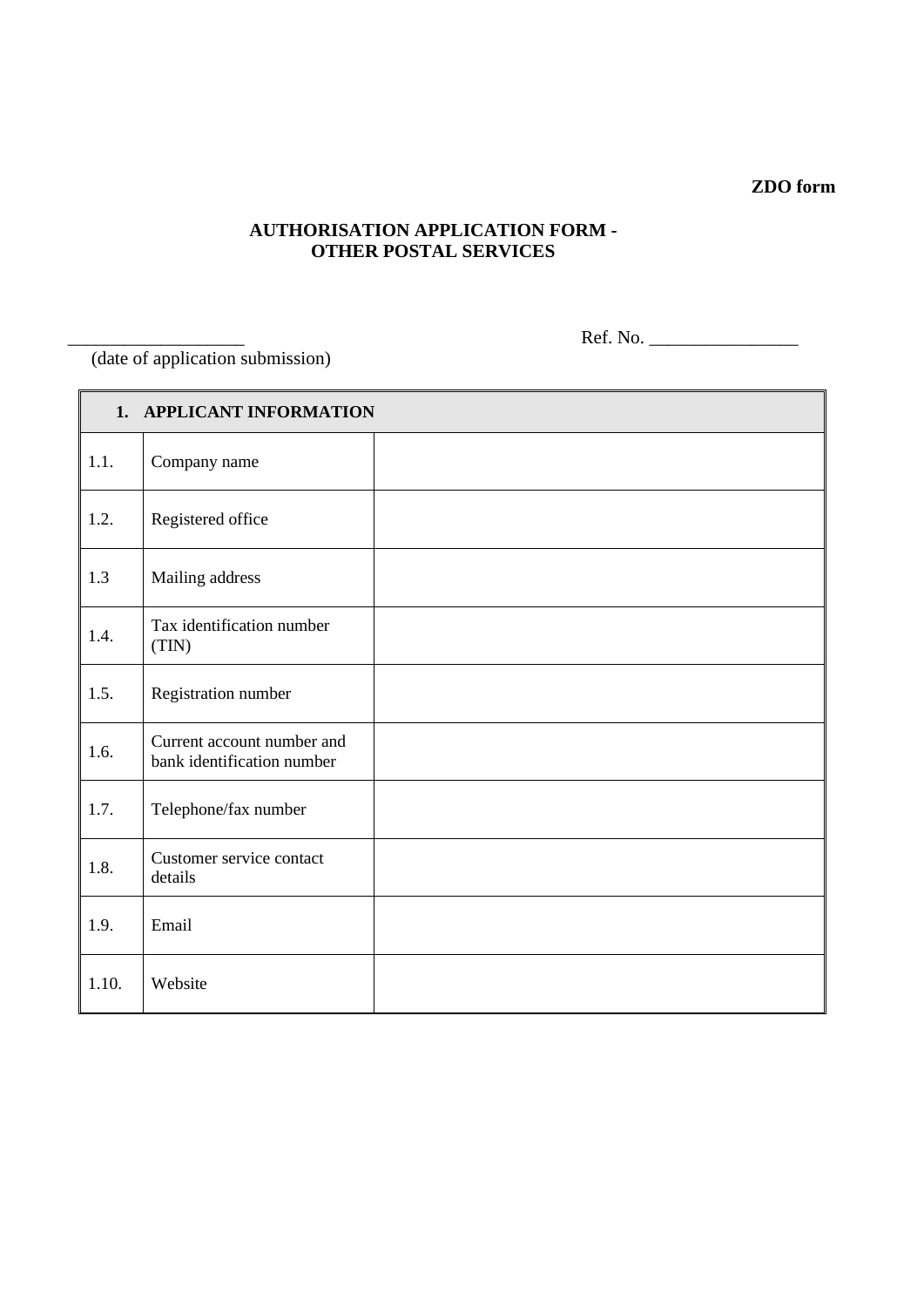**ZDO form**

**AUTHORISATION APPLICATION FORM -
OTHER POSTAL SERVICES**

___________________ Ref. No. ________________

(date of application submission)

| **1. APPLICANT INFORMATION** | | |
|---|---|---|
| 1.1. | Company name | |
| 1.2. | Registered office | |
| 1.3 | Mailing address | |
| 1.4. | Tax identification number (TIN) | |
| 1.5. | Registration number | |
| 1.6. | Current account number and bank identification number | |
| 1.7. | Telephone/fax number | |
| 1.8. | Customer service contact details | |
| 1.9. | Email | |
| 1.10. | Website | |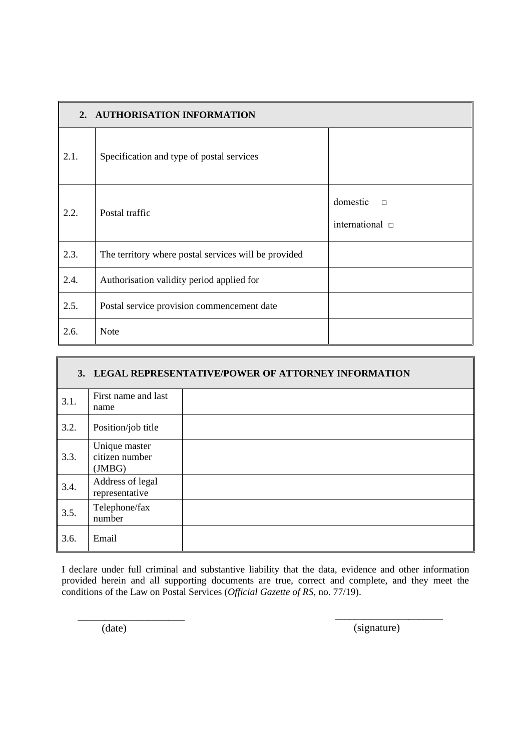| 2. AUTHORISATION INFORMATION | | |
|---|---|---|
| 2.1. | Specification and type of postal services | |
| 2.2. | Postal traffic | domestic □<br>international □ |
| 2.3. | The territory where postal services will be provided | |
| 2.4. | Authorisation validity period applied for | |
| 2.5. | Postal service provision commencement date | |
| 2.6. | Note | |

| 3. LEGAL REPRESENTATIVE/POWER OF ATTORNEY INFORMATION | | |
|---|---|---|
| 3.1. | First name and last name | |
| 3.2. | Position/job title | |
| 3.3. | Unique master citizen number (JMBG) | |
| 3.4. | Address of legal representative | |
| 3.5. | Telephone/fax number | |
| 3.6. | Email | |

I declare under full criminal and substantive liability that the data, evidence and other information provided herein and all supporting documents are true, correct and complete, and they meet the conditions of the Law on Postal Services (*Official Gazette of RS*, no. 77/19).

_____________________ (date)

_____________________ (signature)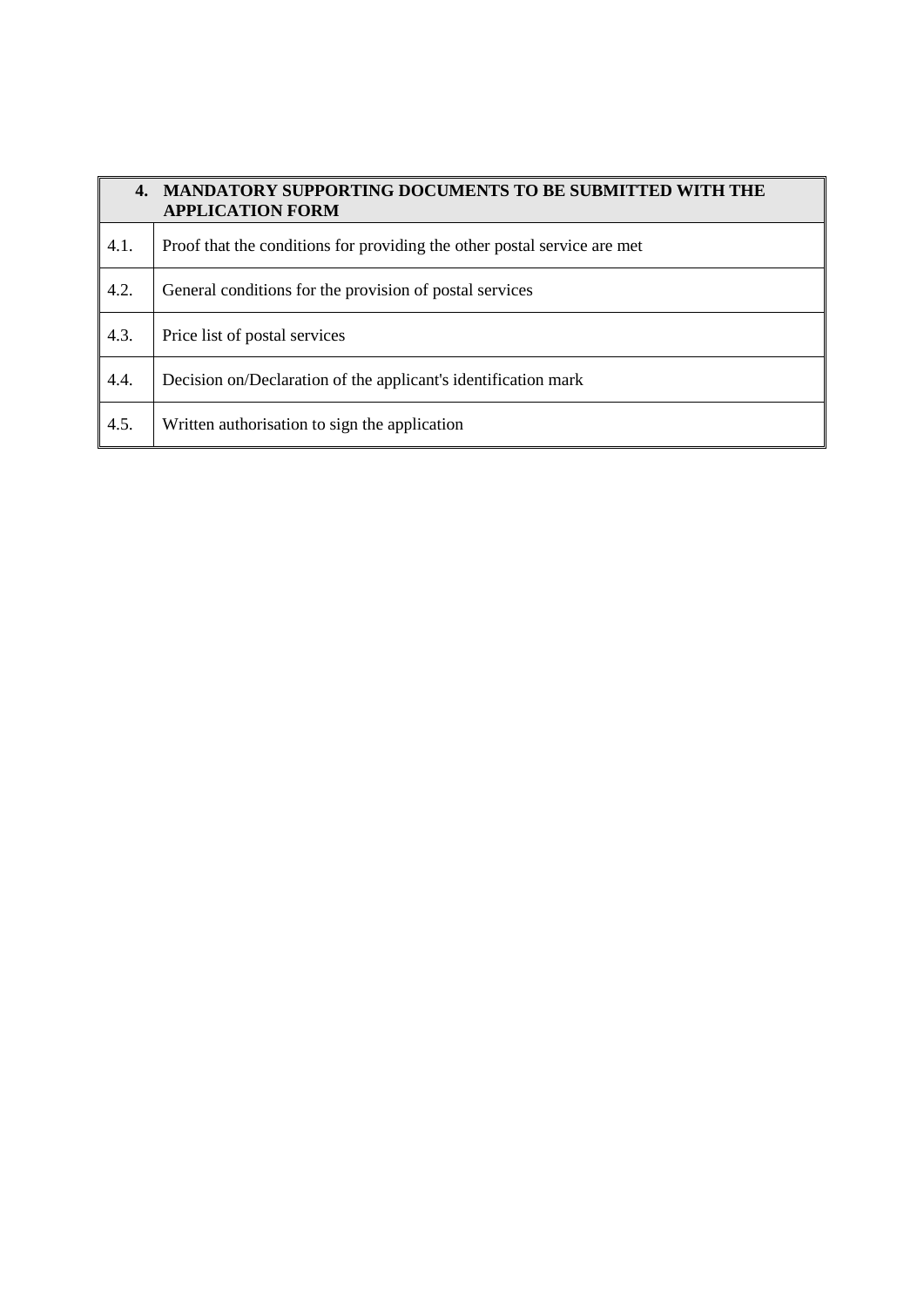| 4. | MANDATORY SUPPORTING DOCUMENTS TO BE SUBMITTED WITH THE APPLICATION FORM |
|---|---|
| 4.1. | Proof that the conditions for providing the other postal service are met |
| 4.2. | General conditions for the provision of postal services |
| 4.3. | Price list of postal services |
| 4.4. | Decision on/Declaration of the applicant's identification mark |
| 4.5. | Written authorisation to sign the application |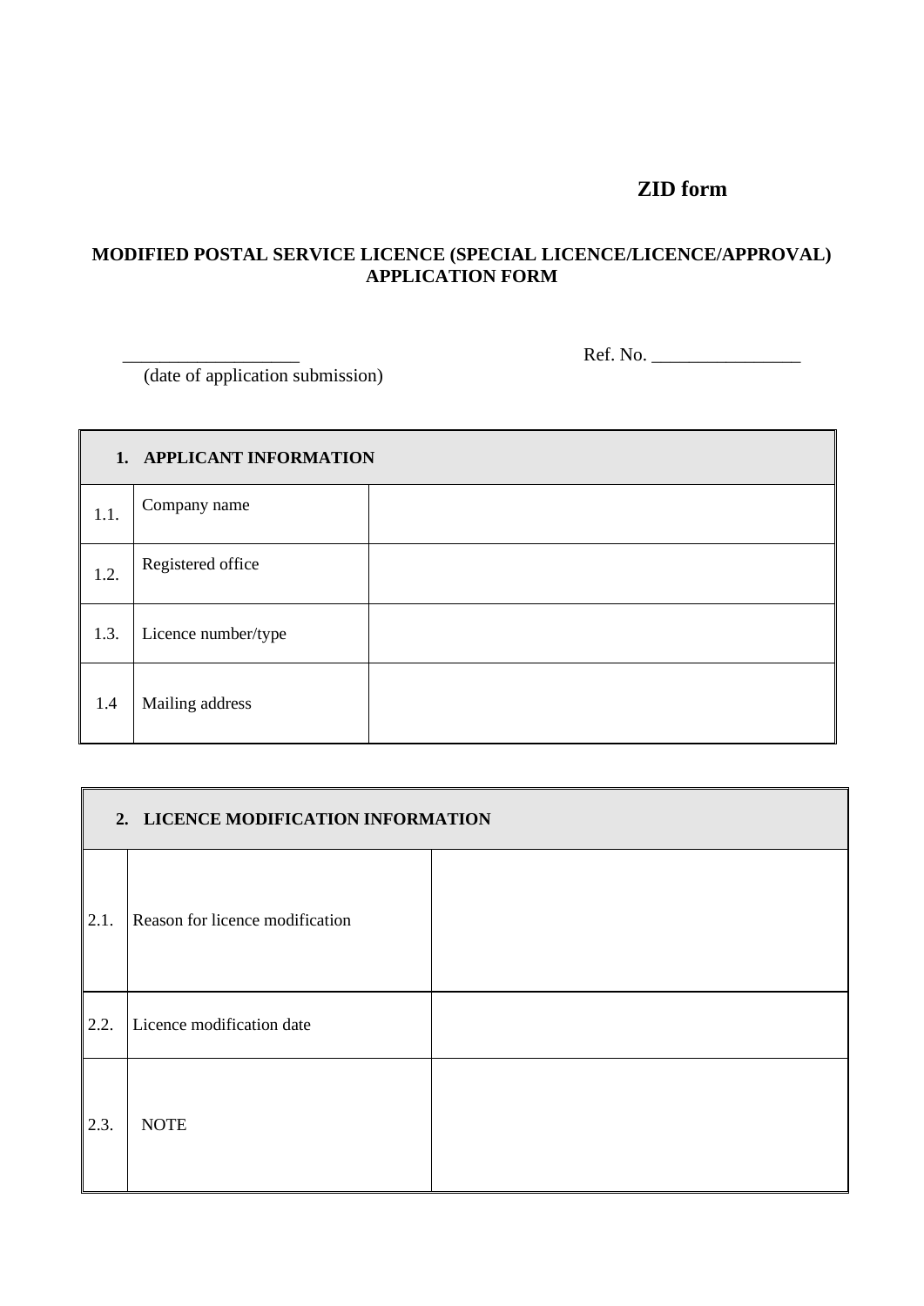**ZID form**

**MODIFIED POSTAL SERVICE LICENCE (SPECIAL LICENCE/LICENCE/APPROVAL) APPLICATION FORM**

___________________ Ref. No. ________________
(date of application submission)

| **1. APPLICANT INFORMATION** | | |
|---|---|---|
| 1.1. | Company name | |
| 1.2. | Registered office | |
| 1.3. | Licence number/type | |
| 1.4 | Mailing address | |

| **2. LICENCE MODIFICATION INFORMATION** | | |
|---|---|---|
| 2.1. | Reason for licence modification | |
| 2.2. | Licence modification date | |
| 2.3. | NOTE | |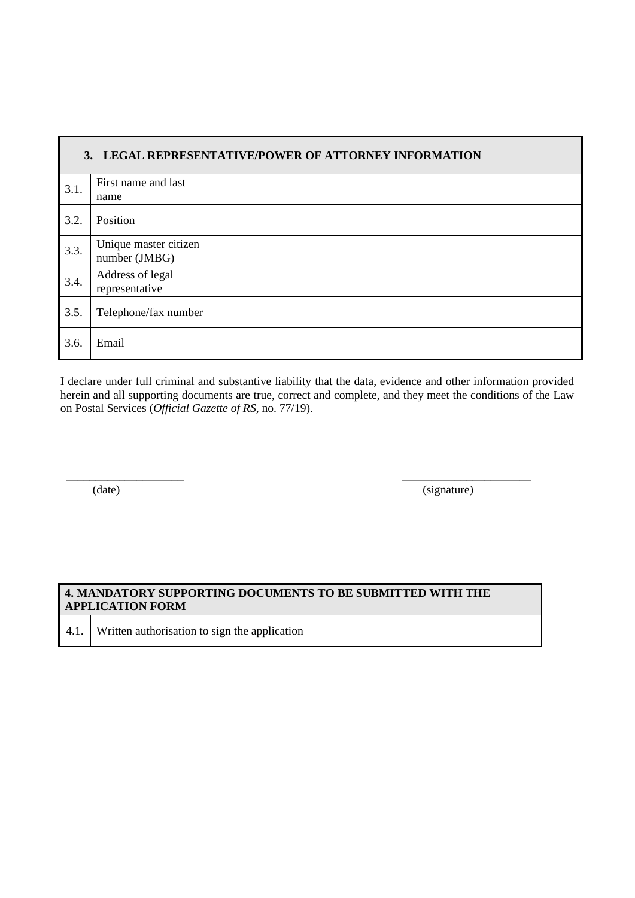| 3. LEGAL REPRESENTATIVE/POWER OF ATTORNEY INFORMATION | | |
|---|---|---|
| 3.1. | First name and last name | |
| 3.2. | Position | |
| 3.3. | Unique master citizen number (JMBG) | |
| 3.4. | Address of legal representative | |
| 3.5. | Telephone/fax number | |
| 3.6. | Email | |

I declare under full criminal and substantive liability that the data, evidence and other information provided herein and all supporting documents are true, correct and complete, and they meet the conditions of the Law on Postal Services (*Official Gazette of RS*, no. 77/19).

____________________ (date)

______________________ (signature)

| 4. MANDATORY SUPPORTING DOCUMENTS TO BE SUBMITTED WITH THE APPLICATION FORM | |
|---|---|
| 4.1. | Written authorisation to sign the application |